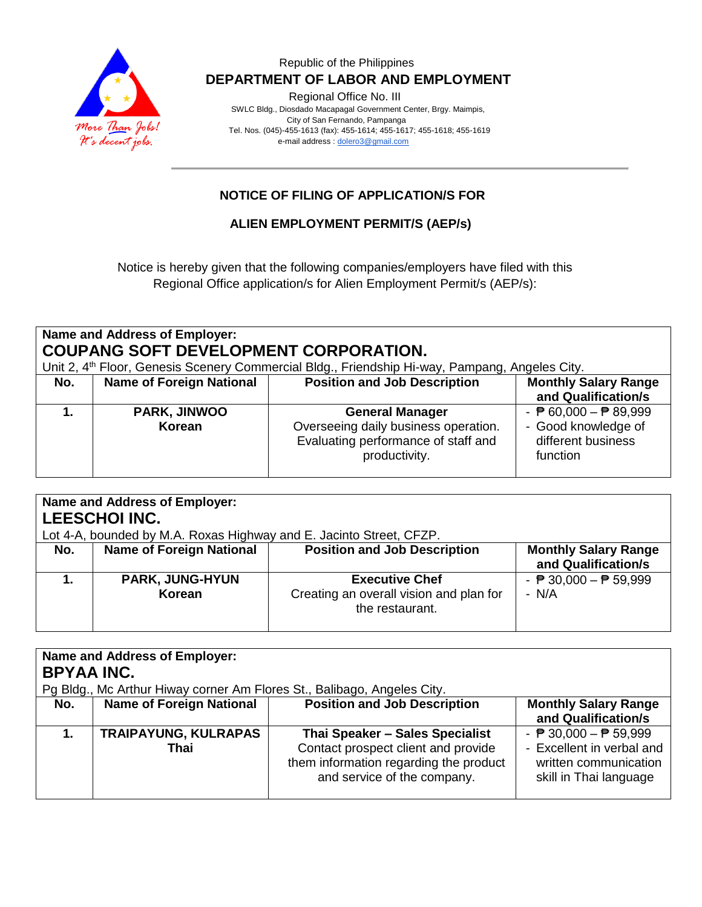Republic of the Philippines

**DEPARTMENT OF LABOR AND EMPLOYMENT**

Regional Office No. III

SWLC Bldg., Diosdado Macapagal Government Center, Brgy. Maimpis,
City of San Fernando, Pampanga
Tel. Nos. (045)-455-1613 (fax): 455-1614; 455-1617; 455-1618; 455-1619
e-mail address : dolero3@gmail.com

More Than Jobs! It's decent jobs.

## NOTICE OF FILING OF APPLICATION/S FOR

## ALIEN EMPLOYMENT PERMIT/S (AEP/s)

Notice is hereby given that the following companies/employers have filed with this Regional Office application/s for Alien Employment Permit/s (AEP/s):

**Name and Address of Employer:**
**COUPANG SOFT DEVELOPMENT CORPORATION.**
Unit 2, 4th Floor, Genesis Scenery Commercial Bldg., Friendship Hi-way, Pampang, Angeles City.

| No. | Name of Foreign National | Position and Job Description | Monthly Salary Range and Qualification/s |
|---|---|---|---|
| **1.** | **PARK, JINWOO** **Korean** | **General Manager** Overseeing daily business operation. Evaluating performance of staff and productivity. | - ₱ 60,000 – ₱ 89,999 - Good knowledge of different business function |

**Name and Address of Employer:**
**LEESCHOI INC.**
Lot 4-A, bounded by M.A. Roxas Highway and E. Jacinto Street, CFZP.

| No. | Name of Foreign National | Position and Job Description | Monthly Salary Range and Qualification/s |
|---|---|---|---|
| **1.** | **PARK, JUNG-HYUN** **Korean** | **Executive Chef** Creating an overall vision and plan for the restaurant. | - ₱ 30,000 – ₱ 59,999 - N/A |

**Name and Address of Employer:**
**BPYAA INC.**
Pg Bldg., Mc Arthur Hiway corner Am Flores St., Balibago, Angeles City.

| No. | Name of Foreign National | Position and Job Description | Monthly Salary Range and Qualification/s |
|---|---|---|---|
| **1.** | **TRAIPAYUNG, KULRAPAS** **Thai** | **Thai Speaker – Sales Specialist** Contact prospect client and provide them information regarding the product and service of the company. | - ₱ 30,000 – ₱ 59,999 - Excellent in verbal and written communication skill in Thai language |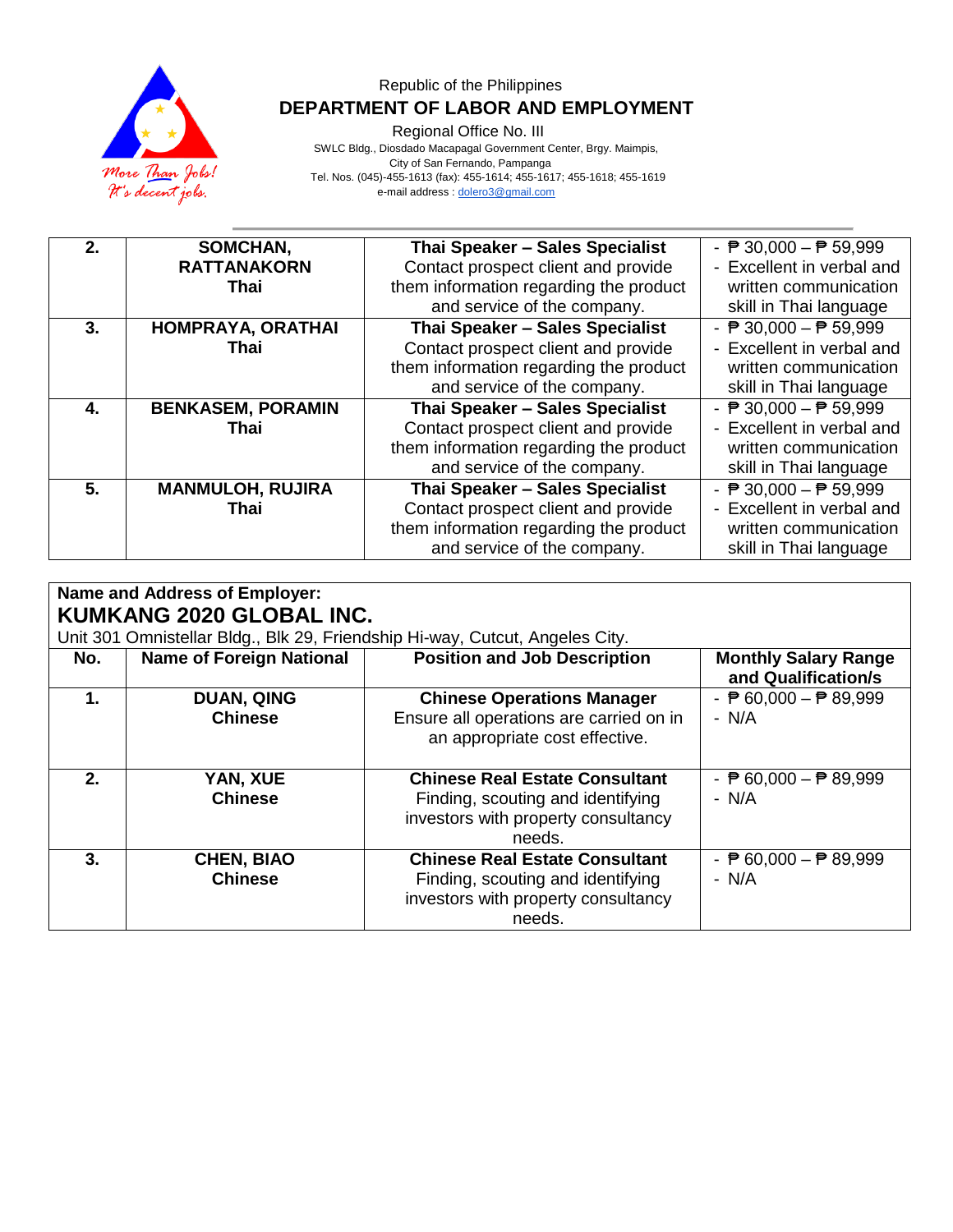Republic of the Philippines

**DEPARTMENT OF LABOR AND EMPLOYMENT**

Regional Office No. III

SWLC Bldg., Diosdado Macapagal Government Center, Brgy. Maimpis, City of San Fernando, Pampanga

Tel. Nos. (045)-455-1613 (fax): 455-1614; 455-1617; 455-1618; 455-1619

e-mail address : dolero3@gmail.com

| | | | |
|---|---|---|---|
| **2.** | **SOMCHAN, RATTANAKORN**<br>**Thai** | **Thai Speaker – Sales Specialist**<br>Contact prospect client and provide them information regarding the product and service of the company. | - ₱ 30,000 – ₱ 59,999<br>- Excellent in verbal and written communication skill in Thai language |
| **3.** | **HOMPRAYA, ORATHAI**<br>**Thai** | **Thai Speaker – Sales Specialist**<br>Contact prospect client and provide them information regarding the product and service of the company. | - ₱ 30,000 – ₱ 59,999<br>- Excellent in verbal and written communication skill in Thai language |
| **4.** | **BENKASEM, PORAMIN**<br>**Thai** | **Thai Speaker – Sales Specialist**<br>Contact prospect client and provide them information regarding the product and service of the company. | - ₱ 30,000 – ₱ 59,999<br>- Excellent in verbal and written communication skill in Thai language |
| **5.** | **MANMULOH, RUJIRA**<br>**Thai** | **Thai Speaker – Sales Specialist**<br>Contact prospect client and provide them information regarding the product and service of the company. | - ₱ 30,000 – ₱ 59,999<br>- Excellent in verbal and written communication skill in Thai language |

**Name and Address of Employer:**

## KUMKANG 2020 GLOBAL INC.

Unit 301 Omnistellar Bldg., Blk 29, Friendship Hi-way, Cutcut, Angeles City.

| No. | Name of Foreign National | Position and Job Description | Monthly Salary Range and Qualification/s |
|---|---|---|---|
| **1.** | **DUAN, QING**<br>**Chinese** | **Chinese Operations Manager**<br>Ensure all operations are carried on in an appropriate cost effective. | - ₱ 60,000 – ₱ 89,999<br>- N/A |
| **2.** | **YAN, XUE**<br>**Chinese** | **Chinese Real Estate Consultant**<br>Finding, scouting and identifying investors with property consultancy needs. | - ₱ 60,000 – ₱ 89,999<br>- N/A |
| **3.** | **CHEN, BIAO**<br>**Chinese** | **Chinese Real Estate Consultant**<br>Finding, scouting and identifying investors with property consultancy needs. | - ₱ 60,000 – ₱ 89,999<br>- N/A |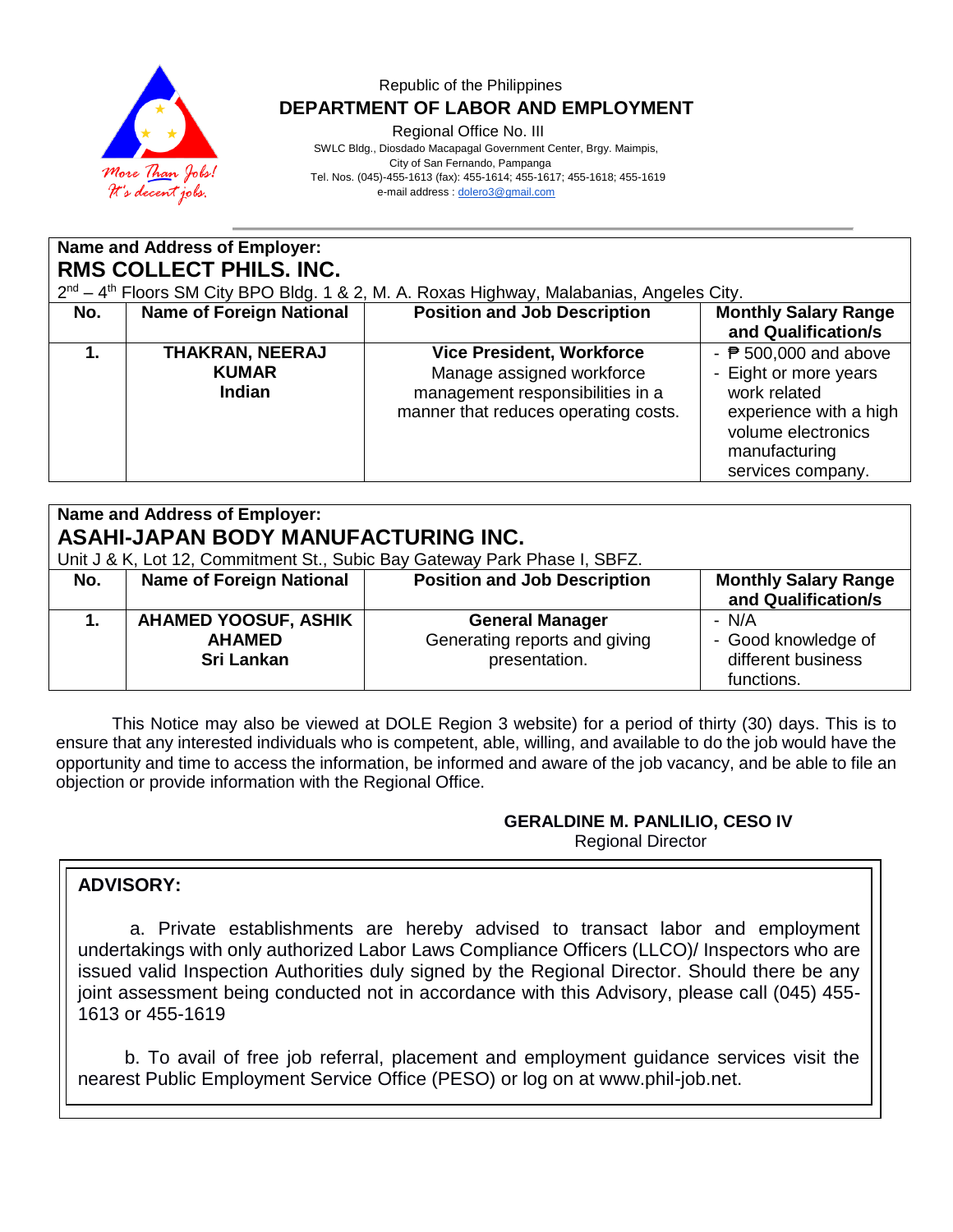Republic of the Philippines

**DEPARTMENT OF LABOR AND EMPLOYMENT**

Regional Office No. III

SWLC Bldg., Diosdado Macapagal Government Center, Brgy. Maimpis,
City of San Fernando, Pampanga
Tel. Nos. (045)-455-1613 (fax): 455-1614; 455-1617; 455-1618; 455-1619
e-mail address : dolero3@gmail.com

**Name and Address of Employer:**

**RMS COLLECT PHILS. INC.**

2nd – 4th Floors SM City BPO Bldg. 1 & 2, M. A. Roxas Highway, Malabanias, Angeles City.

| No. | Name of Foreign National | Position and Job Description | Monthly Salary Range and Qualification/s |
|---|---|---|---|
| **1.** | **THAKRAN, NEERAJ KUMAR**<br>**Indian** | **Vice President, Workforce**<br>Manage assigned workforce management responsibilities in a manner that reduces operating costs. | - ₱ 500,000 and above<br>- Eight or more years work related experience with a high volume electronics manufacturing services company. |

**Name and Address of Employer:**

**ASAHI-JAPAN BODY MANUFACTURING INC.**

Unit J & K, Lot 12, Commitment St., Subic Bay Gateway Park Phase I, SBFZ.

| No. | Name of Foreign National | Position and Job Description | Monthly Salary Range and Qualification/s |
|---|---|---|---|
| **1.** | **AHAMED YOOSUF, ASHIK AHAMED**<br>**Sri Lankan** | **General Manager**<br>Generating reports and giving presentation. | - N/A<br>- Good knowledge of different business functions. |

This Notice may also be viewed at DOLE Region 3 website) for a period of thirty (30) days. This is to ensure that any interested individuals who is competent, able, willing, and available to do the job would have the opportunity and time to access the information, be informed and aware of the job vacancy, and be able to file an objection or provide information with the Regional Office.

**GERALDINE M. PANLILIO, CESO IV**
Regional Director

**ADVISORY:**

a. Private establishments are hereby advised to transact labor and employment undertakings with only authorized Labor Laws Compliance Officers (LLCO)/ Inspectors who are issued valid Inspection Authorities duly signed by the Regional Director. Should there be any joint assessment being conducted not in accordance with this Advisory, please call (045) 455-1613 or 455-1619

b. To avail of free job referral, placement and employment guidance services visit the nearest Public Employment Service Office (PESO) or log on at www.phil-job.net.